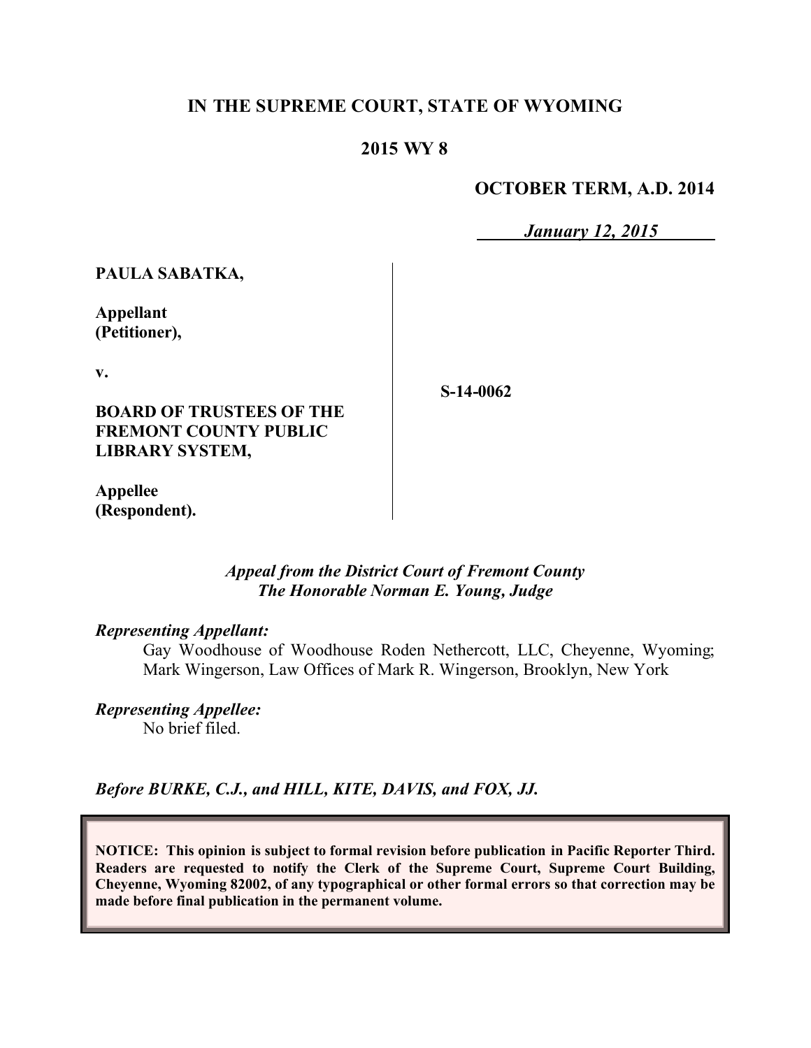**IN THE SUPREME COURT, STATE OF WYOMING**

**2015 WY 8**

**OCTOBER TERM, A.D. 2014**

***January 12, 2015***

| | | |
|---|---|---|
| **PAULA SABATKA,**<br><br>**Appellant (Petitioner),**<br><br>**v.**<br><br>**BOARD OF TRUSTEES OF THE FREMONT COUNTY PUBLIC LIBRARY SYSTEM,**<br><br>**Appellee (Respondent).** | | **S-14-0062** |

*Appeal from the District Court of Fremont County*
*The Honorable Norman E. Young, Judge*

*Representing Appellant:*

Gay Woodhouse of Woodhouse Roden Nethercott, LLC, Cheyenne, Wyoming; Mark Wingerson, Law Offices of Mark R. Wingerson, Brooklyn, New York

*Representing Appellee:*

No brief filed.

*Before BURKE, C.J., and HILL, KITE, DAVIS, and FOX, JJ.*

**NOTICE: This opinion is subject to formal revision before publication in Pacific Reporter Third. Readers are requested to notify the Clerk of the Supreme Court, Supreme Court Building, Cheyenne, Wyoming 82002, of any typographical or other formal errors so that correction may be made before final publication in the permanent volume.**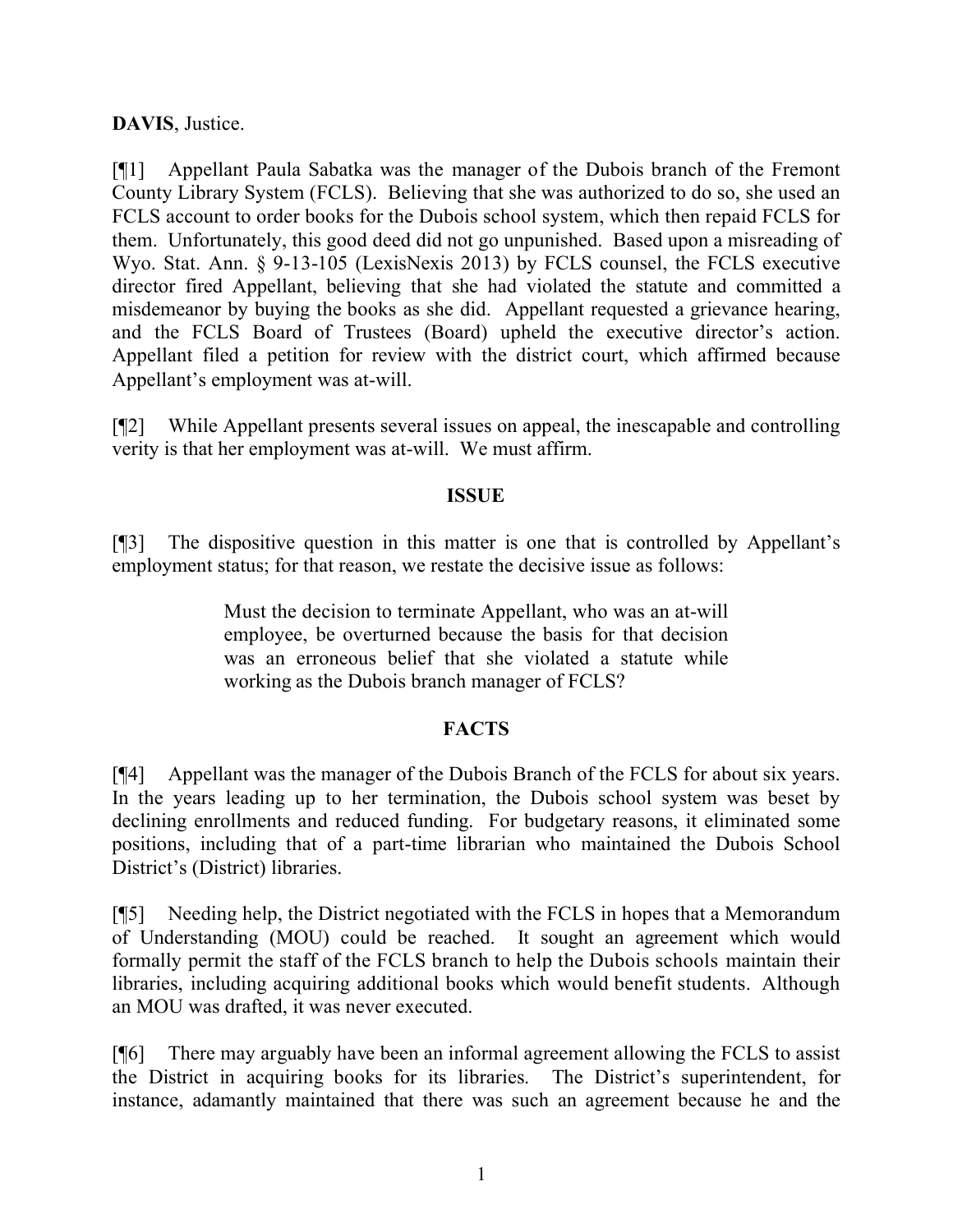**DAVIS**, Justice.

[¶1] Appellant Paula Sabatka was the manager of the Dubois branch of the Fremont County Library System (FCLS). Believing that she was authorized to do so, she used an FCLS account to order books for the Dubois school system, which then repaid FCLS for them. Unfortunately, this good deed did not go unpunished. Based upon a misreading of Wyo. Stat. Ann. § 9-13-105 (LexisNexis 2013) by FCLS counsel, the FCLS executive director fired Appellant, believing that she had violated the statute and committed a misdemeanor by buying the books as she did. Appellant requested a grievance hearing, and the FCLS Board of Trustees (Board) upheld the executive director's action. Appellant filed a petition for review with the district court, which affirmed because Appellant's employment was at-will.

[¶2] While Appellant presents several issues on appeal, the inescapable and controlling verity is that her employment was at-will. We must affirm.

## ISSUE

[¶3] The dispositive question in this matter is one that is controlled by Appellant's employment status; for that reason, we restate the decisive issue as follows:

> Must the decision to terminate Appellant, who was an at-will employee, be overturned because the basis for that decision was an erroneous belief that she violated a statute while working as the Dubois branch manager of FCLS?

## FACTS

[¶4] Appellant was the manager of the Dubois Branch of the FCLS for about six years. In the years leading up to her termination, the Dubois school system was beset by declining enrollments and reduced funding. For budgetary reasons, it eliminated some positions, including that of a part-time librarian who maintained the Dubois School District's (District) libraries.

[¶5] Needing help, the District negotiated with the FCLS in hopes that a Memorandum of Understanding (MOU) could be reached. It sought an agreement which would formally permit the staff of the FCLS branch to help the Dubois schools maintain their libraries, including acquiring additional books which would benefit students. Although an MOU was drafted, it was never executed.

[¶6] There may arguably have been an informal agreement allowing the FCLS to assist the District in acquiring books for its libraries. The District's superintendent, for instance, adamantly maintained that there was such an agreement because he and the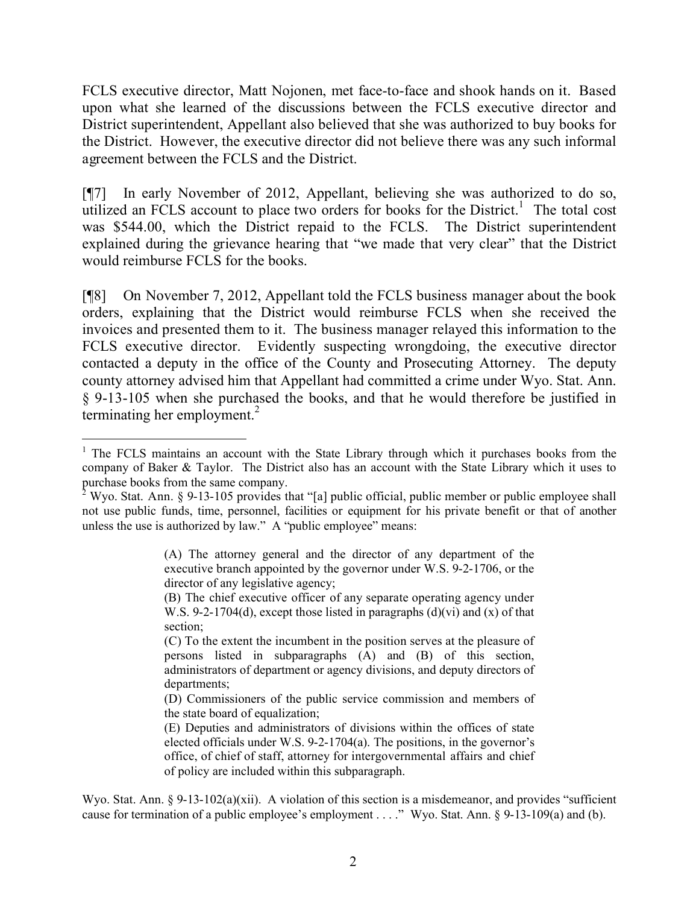FCLS executive director, Matt Nojonen, met face-to-face and shook hands on it. Based upon what she learned of the discussions between the FCLS executive director and District superintendent, Appellant also believed that she was authorized to buy books for the District. However, the executive director did not believe there was any such informal agreement between the FCLS and the District.

[¶7] In early November of 2012, Appellant, believing she was authorized to do so, utilized an FCLS account to place two orders for books for the District.[1] The total cost was $544.00, which the District repaid to the FCLS. The District superintendent explained during the grievance hearing that "we made that very clear" that the District would reimburse FCLS for the books.

[¶8] On November 7, 2012, Appellant told the FCLS business manager about the book orders, explaining that the District would reimburse FCLS when she received the invoices and presented them to it. The business manager relayed this information to the FCLS executive director. Evidently suspecting wrongdoing, the executive director contacted a deputy in the office of the County and Prosecuting Attorney. The deputy county attorney advised him that Appellant had committed a crime under Wyo. Stat. Ann. § 9-13-105 when she purchased the books, and that he would therefore be justified in terminating her employment.[2]

---

[1] The FCLS maintains an account with the State Library through which it purchases books from the company of Baker & Taylor. The District also has an account with the State Library which it uses to purchase books from the same company.

[2] Wyo. Stat. Ann. § 9-13-105 provides that "[a] public official, public member or public employee shall not use public funds, time, personnel, facilities or equipment for his private benefit or that of another unless the use is authorized by law." A "public employee" means:

> (A) The attorney general and the director of any department of the executive branch appointed by the governor under W.S. 9-2-1706, or the director of any legislative agency;
>
> (B) The chief executive officer of any separate operating agency under W.S. 9-2-1704(d), except those listed in paragraphs (d)(vi) and (x) of that section;
>
> (C) To the extent the incumbent in the position serves at the pleasure of persons listed in subparagraphs (A) and (B) of this section, administrators of department or agency divisions, and deputy directors of departments;
>
> (D) Commissioners of the public service commission and members of the state board of equalization;
>
> (E) Deputies and administrators of divisions within the offices of state elected officials under W.S. 9-2-1704(a). The positions, in the governor's office, of chief of staff, attorney for intergovernmental affairs and chief of policy are included within this subparagraph.

Wyo. Stat. Ann. § 9-13-102(a)(xii). A violation of this section is a misdemeanor, and provides "sufficient cause for termination of a public employee's employment . . . ." Wyo. Stat. Ann. § 9-13-109(a) and (b).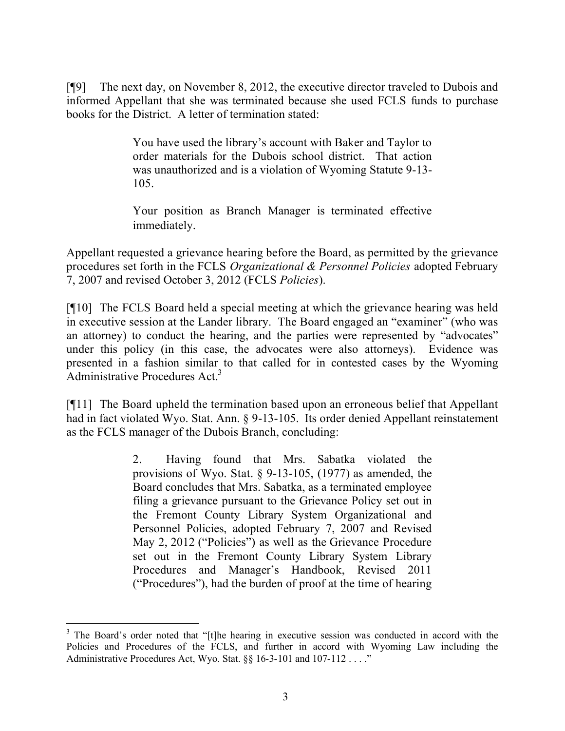[¶9] The next day, on November 8, 2012, the executive director traveled to Dubois and informed Appellant that she was terminated because she used FCLS funds to purchase books for the District. A letter of termination stated:

> You have used the library's account with Baker and Taylor to order materials for the Dubois school district. That action was unauthorized and is a violation of Wyoming Statute 9-13-105.
>
> Your position as Branch Manager is terminated effective immediately.

Appellant requested a grievance hearing before the Board, as permitted by the grievance procedures set forth in the FCLS *Organizational & Personnel Policies* adopted February 7, 2007 and revised October 3, 2012 (FCLS *Policies*).

[¶10] The FCLS Board held a special meeting at which the grievance hearing was held in executive session at the Lander library. The Board engaged an "examiner" (who was an attorney) to conduct the hearing, and the parties were represented by "advocates" under this policy (in this case, the advocates were also attorneys). Evidence was presented in a fashion similar to that called for in contested cases by the Wyoming Administrative Procedures Act.[3]

[¶11] The Board upheld the termination based upon an erroneous belief that Appellant had in fact violated Wyo. Stat. Ann. § 9-13-105. Its order denied Appellant reinstatement as the FCLS manager of the Dubois Branch, concluding:

> 2. Having found that Mrs. Sabatka violated the provisions of Wyo. Stat. § 9-13-105, (1977) as amended, the Board concludes that Mrs. Sabatka, as a terminated employee filing a grievance pursuant to the Grievance Policy set out in the Fremont County Library System Organizational and Personnel Policies, adopted February 7, 2007 and Revised May 2, 2012 ("Policies") as well as the Grievance Procedure set out in the Fremont County Library System Library Procedures and Manager's Handbook, Revised 2011 ("Procedures"), had the burden of proof at the time of hearing

---

[3] The Board's order noted that "[t]he hearing in executive session was conducted in accord with the Policies and Procedures of the FCLS, and further in accord with Wyoming Law including the Administrative Procedures Act, Wyo. Stat. §§ 16-3-101 and 107-112 . . . ."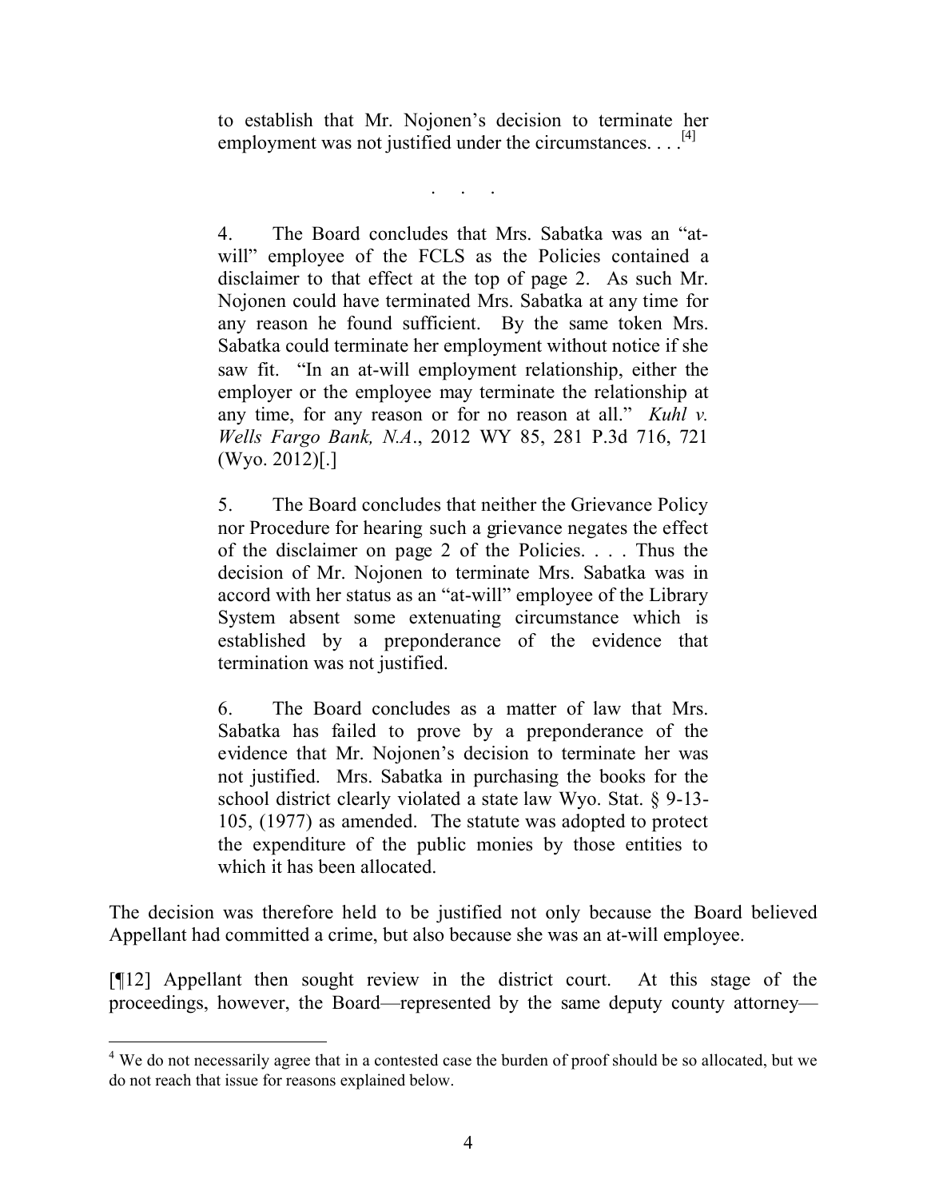> to establish that Mr. Nojonen's decision to terminate her employment was not justified under the circumstances. . . .[4]
>
> . . .
>
> 4. The Board concludes that Mrs. Sabatka was an "at-will" employee of the FCLS as the Policies contained a disclaimer to that effect at the top of page 2. As such Mr. Nojonen could have terminated Mrs. Sabatka at any time for any reason he found sufficient. By the same token Mrs. Sabatka could terminate her employment without notice if she saw fit. "In an at-will employment relationship, either the employer or the employee may terminate the relationship at any time, for any reason or for no reason at all." *Kuhl v. Wells Fargo Bank, N.A.*, 2012 WY 85, 281 P.3d 716, 721 (Wyo. 2012)[.]
>
> 5. The Board concludes that neither the Grievance Policy nor Procedure for hearing such a grievance negates the effect of the disclaimer on page 2 of the Policies. . . . Thus the decision of Mr. Nojonen to terminate Mrs. Sabatka was in accord with her status as an "at-will" employee of the Library System absent some extenuating circumstance which is established by a preponderance of the evidence that termination was not justified.
>
> 6. The Board concludes as a matter of law that Mrs. Sabatka has failed to prove by a preponderance of the evidence that Mr. Nojonen's decision to terminate her was not justified. Mrs. Sabatka in purchasing the books for the school district clearly violated a state law Wyo. Stat. § 9-13-105, (1977) as amended. The statute was adopted to protect the expenditure of the public monies by those entities to which it has been allocated.

The decision was therefore held to be justified not only because the Board believed Appellant had committed a crime, but also because she was an at-will employee.

[¶12] Appellant then sought review in the district court. At this stage of the proceedings, however, the Board—represented by the same deputy county attorney—

---

[4] We do not necessarily agree that in a contested case the burden of proof should be so allocated, but we do not reach that issue for reasons explained below.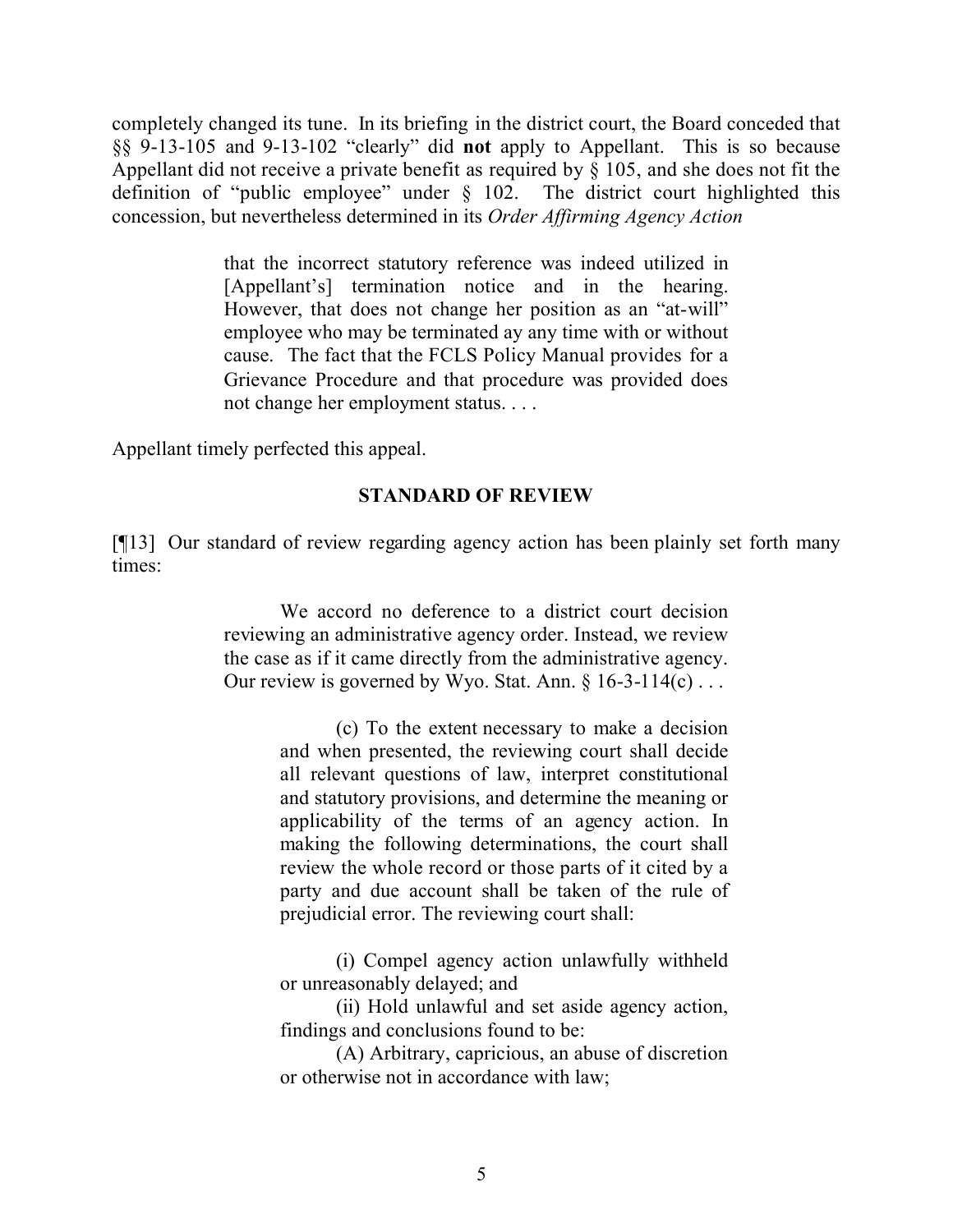completely changed its tune. In its briefing in the district court, the Board conceded that §§ 9-13-105 and 9-13-102 "clearly" did **not** apply to Appellant. This is so because Appellant did not receive a private benefit as required by § 105, and she does not fit the definition of "public employee" under § 102. The district court highlighted this concession, but nevertheless determined in its *Order Affirming Agency Action*

> that the incorrect statutory reference was indeed utilized in [Appellant's] termination notice and in the hearing. However, that does not change her position as an "at-will" employee who may be terminated ay any time with or without cause. The fact that the FCLS Policy Manual provides for a Grievance Procedure and that procedure was provided does not change her employment status. . . .

Appellant timely perfected this appeal.

## STANDARD OF REVIEW

[¶13] Our standard of review regarding agency action has been plainly set forth many times:

> We accord no deference to a district court decision reviewing an administrative agency order. Instead, we review the case as if it came directly from the administrative agency. Our review is governed by Wyo. Stat. Ann. § 16-3-114(c) . . .
>
> > (c) To the extent necessary to make a decision and when presented, the reviewing court shall decide all relevant questions of law, interpret constitutional and statutory provisions, and determine the meaning or applicability of the terms of an agency action. In making the following determinations, the court shall review the whole record or those parts of it cited by a party and due account shall be taken of the rule of prejudicial error. The reviewing court shall:
> >
> > (i) Compel agency action unlawfully withheld or unreasonably delayed; and
> >
> > (ii) Hold unlawful and set aside agency action, findings and conclusions found to be:
> >
> > (A) Arbitrary, capricious, an abuse of discretion or otherwise not in accordance with law;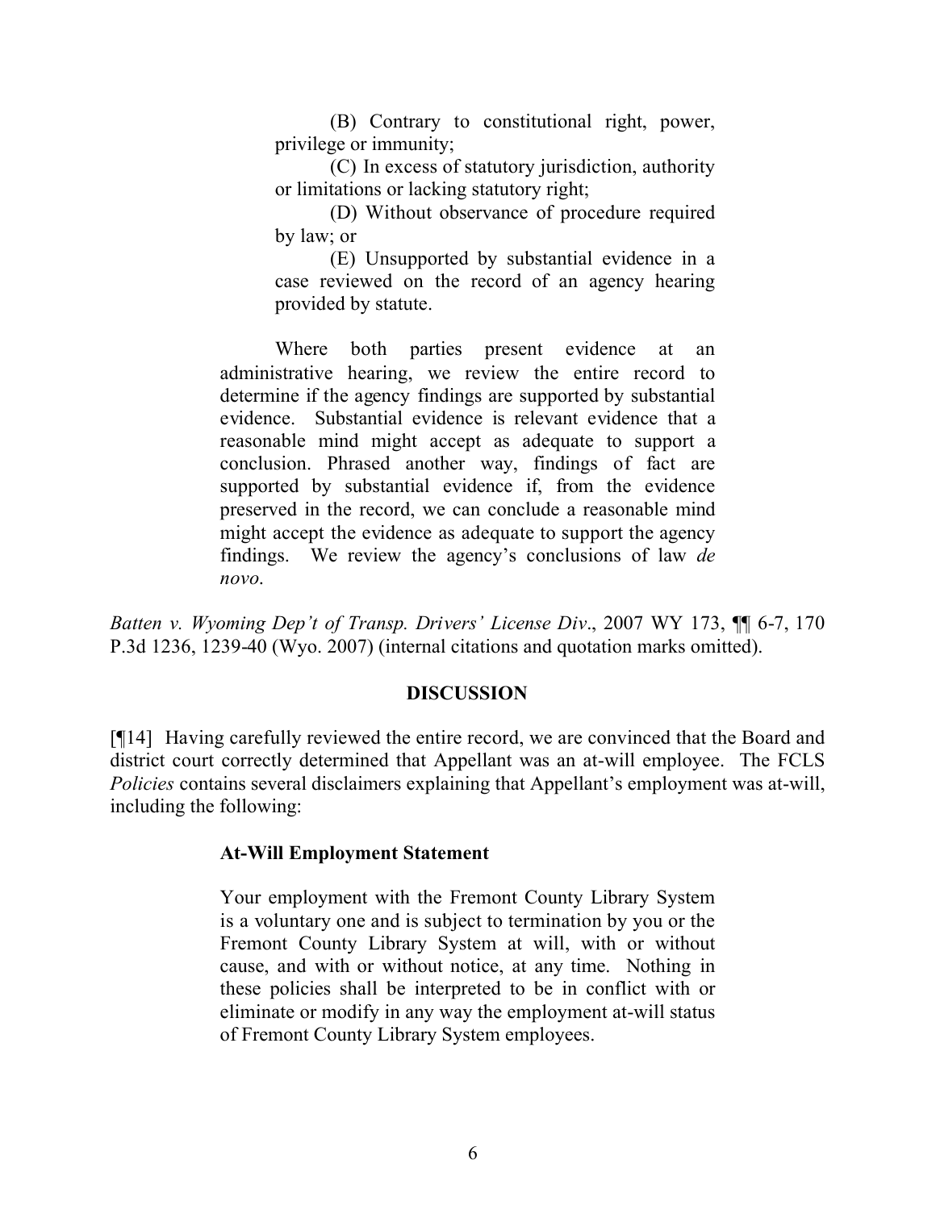> (B) Contrary to constitutional right, power, privilege or immunity;
>
> (C) In excess of statutory jurisdiction, authority or limitations or lacking statutory right;
>
> (D) Without observance of procedure required by law; or
>
> (E) Unsupported by substantial evidence in a case reviewed on the record of an agency hearing provided by statute.
>
> Where both parties present evidence at an administrative hearing, we review the entire record to determine if the agency findings are supported by substantial evidence. Substantial evidence is relevant evidence that a reasonable mind might accept as adequate to support a conclusion. Phrased another way, findings of fact are supported by substantial evidence if, from the evidence preserved in the record, we can conclude a reasonable mind might accept the evidence as adequate to support the agency findings. We review the agency's conclusions of law *de novo*.

*Batten v. Wyoming Dep't of Transp. Drivers' License Div*., 2007 WY 173, ¶¶ 6-7, 170 P.3d 1236, 1239-40 (Wyo. 2007) (internal citations and quotation marks omitted).

## DISCUSSION

[¶14] Having carefully reviewed the entire record, we are convinced that the Board and district court correctly determined that Appellant was an at-will employee. The FCLS *Policies* contains several disclaimers explaining that Appellant's employment was at-will, including the following:

> **At-Will Employment Statement**
>
> Your employment with the Fremont County Library System is a voluntary one and is subject to termination by you or the Fremont County Library System at will, with or without cause, and with or without notice, at any time. Nothing in these policies shall be interpreted to be in conflict with or eliminate or modify in any way the employment at-will status of Fremont County Library System employees.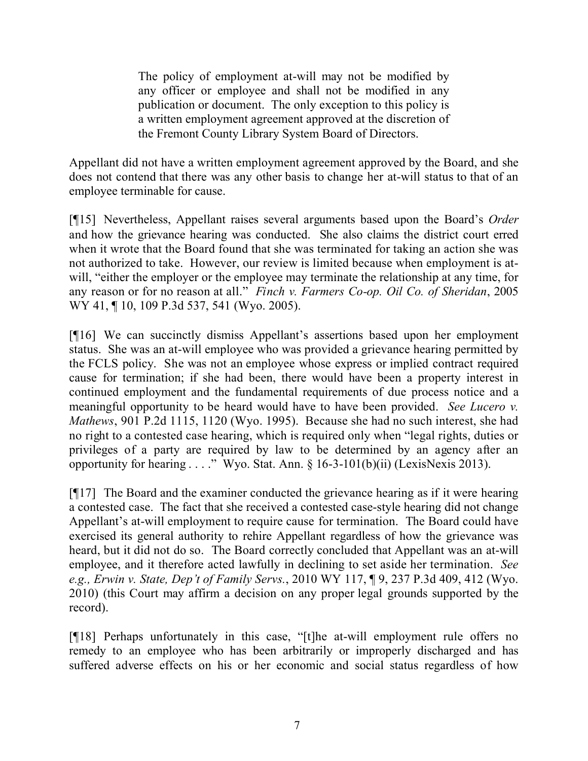> The policy of employment at-will may not be modified by any officer or employee and shall not be modified in any publication or document. The only exception to this policy is a written employment agreement approved at the discretion of the Fremont County Library System Board of Directors.

Appellant did not have a written employment agreement approved by the Board, and she does not contend that there was any other basis to change her at-will status to that of an employee terminable for cause.

[¶15] Nevertheless, Appellant raises several arguments based upon the Board's *Order* and how the grievance hearing was conducted. She also claims the district court erred when it wrote that the Board found that she was terminated for taking an action she was not authorized to take. However, our review is limited because when employment is at-will, "either the employer or the employee may terminate the relationship at any time, for any reason or for no reason at all." *Finch v. Farmers Co-op. Oil Co. of Sheridan*, 2005 WY 41, ¶ 10, 109 P.3d 537, 541 (Wyo. 2005).

[¶16] We can succinctly dismiss Appellant's assertions based upon her employment status. She was an at-will employee who was provided a grievance hearing permitted by the FCLS policy. She was not an employee whose express or implied contract required cause for termination; if she had been, there would have been a property interest in continued employment and the fundamental requirements of due process notice and a meaningful opportunity to be heard would have to have been provided. *See Lucero v. Mathews*, 901 P.2d 1115, 1120 (Wyo. 1995). Because she had no such interest, she had no right to a contested case hearing, which is required only when "legal rights, duties or privileges of a party are required by law to be determined by an agency after an opportunity for hearing . . . ." Wyo. Stat. Ann. § 16-3-101(b)(ii) (LexisNexis 2013).

[¶17] The Board and the examiner conducted the grievance hearing as if it were hearing a contested case. The fact that she received a contested case-style hearing did not change Appellant's at-will employment to require cause for termination. The Board could have exercised its general authority to rehire Appellant regardless of how the grievance was heard, but it did not do so. The Board correctly concluded that Appellant was an at-will employee, and it therefore acted lawfully in declining to set aside her termination. *See e.g., Erwin v. State, Dep't of Family Servs.*, 2010 WY 117, ¶ 9, 237 P.3d 409, 412 (Wyo. 2010) (this Court may affirm a decision on any proper legal grounds supported by the record).

[¶18] Perhaps unfortunately in this case, "[t]he at-will employment rule offers no remedy to an employee who has been arbitrarily or improperly discharged and has suffered adverse effects on his or her economic and social status regardless of how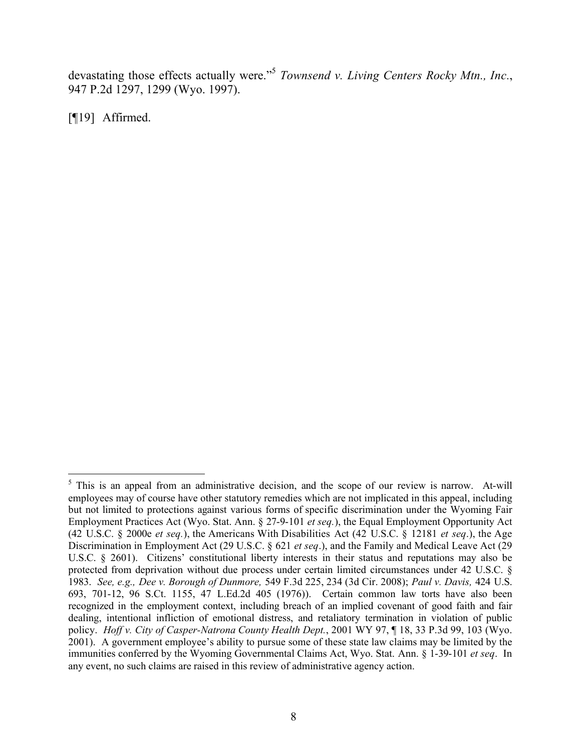devastating those effects actually were."[5] *Townsend v. Living Centers Rocky Mtn., Inc.*, 947 P.2d 1297, 1299 (Wyo. 1997).

[¶19] Affirmed.

---

[5] This is an appeal from an administrative decision, and the scope of our review is narrow. At-will employees may of course have other statutory remedies which are not implicated in this appeal, including but not limited to protections against various forms of specific discrimination under the Wyoming Fair Employment Practices Act (Wyo. Stat. Ann. § 27-9-101 *et seq.*), the Equal Employment Opportunity Act (42 U.S.C. § 2000e *et seq.*), the Americans With Disabilities Act (42 U.S.C. § 12181 *et seq*.), the Age Discrimination in Employment Act (29 U.S.C. § 621 *et seq*.), and the Family and Medical Leave Act (29 U.S.C. § 2601). Citizens' constitutional liberty interests in their status and reputations may also be protected from deprivation without due process under certain limited circumstances under 42 U.S.C. § 1983. *See, e.g., Dee v. Borough of Dunmore,* 549 F.3d 225, 234 (3d Cir. 2008); *Paul v. Davis,* 424 U.S. 693, 701-12, 96 S.Ct. 1155, 47 L.Ed.2d 405 (1976)). Certain common law torts have also been recognized in the employment context, including breach of an implied covenant of good faith and fair dealing, intentional infliction of emotional distress, and retaliatory termination in violation of public policy. *Hoff v. City of Casper-Natrona County Health Dept.*, 2001 WY 97, ¶ 18, 33 P.3d 99, 103 (Wyo. 2001). A government employee's ability to pursue some of these state law claims may be limited by the immunities conferred by the Wyoming Governmental Claims Act, Wyo. Stat. Ann. § 1-39-101 *et seq*. In any event, no such claims are raised in this review of administrative agency action.